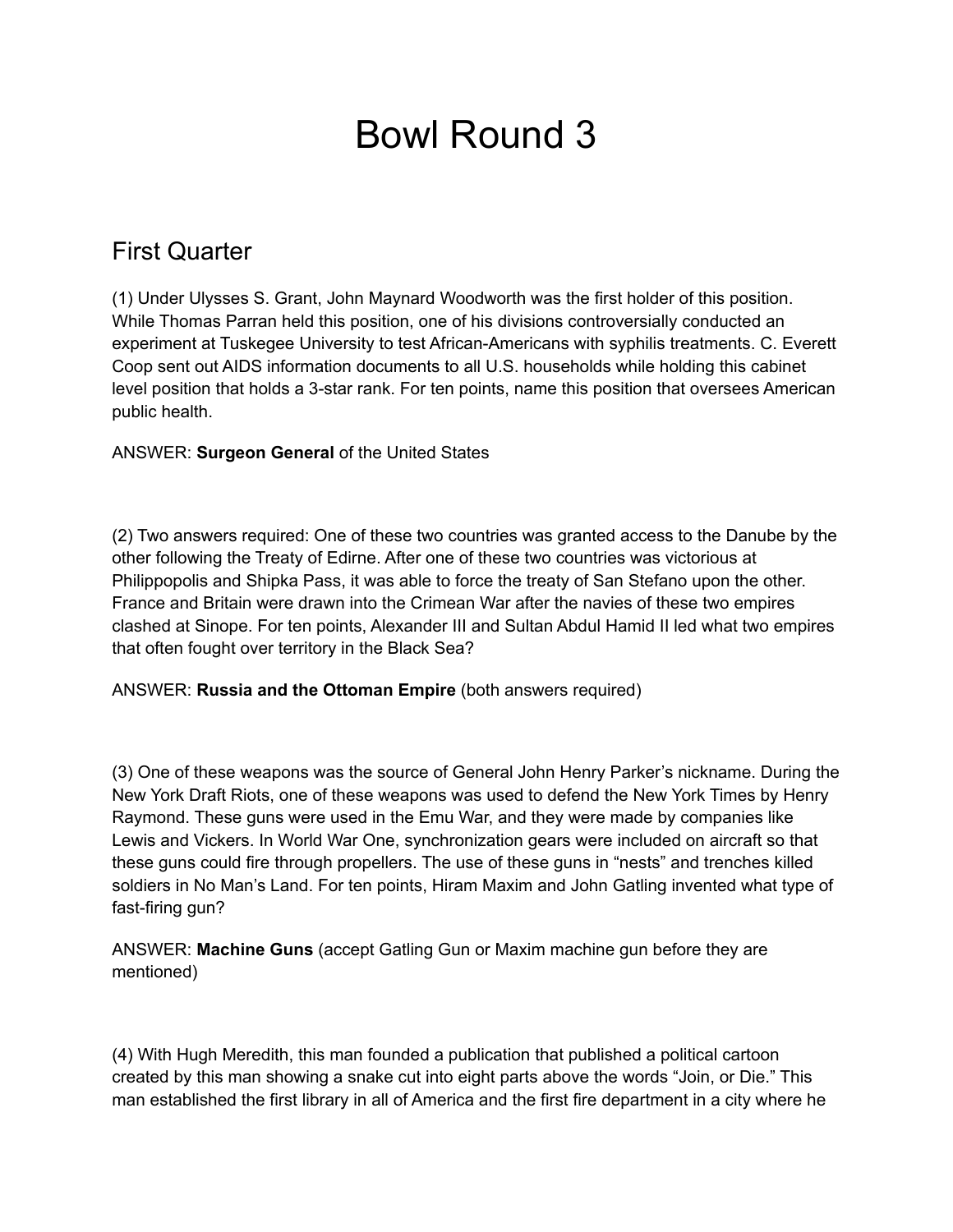# Bowl Round 3

## First Quarter

(1) Under Ulysses S. Grant, John Maynard Woodworth was the first holder of this position. While Thomas Parran held this position, one of his divisions controversially conducted an experiment at Tuskegee University to test African-Americans with syphilis treatments. C. Everett Coop sent out AIDS information documents to all U.S. households while holding this cabinet level position that holds a 3-star rank. For ten points, name this position that oversees American public health.

ANSWER: **Surgeon General** of the United States

(2) Two answers required: One of these two countries was granted access to the Danube by the other following the Treaty of Edirne. After one of these two countries was victorious at Philippopolis and Shipka Pass, it was able to force the treaty of San Stefano upon the other. France and Britain were drawn into the Crimean War after the navies of these two empires clashed at Sinope. For ten points, Alexander III and Sultan Abdul Hamid II led what two empires that often fought over territory in the Black Sea?

ANSWER: **Russia and the Ottoman Empire** (both answers required)

(3) One of these weapons was the source of General John Henry Parker's nickname. During the New York Draft Riots, one of these weapons was used to defend the New York Times by Henry Raymond. These guns were used in the Emu War, and they were made by companies like Lewis and Vickers. In World War One, synchronization gears were included on aircraft so that these guns could fire through propellers. The use of these guns in "nests" and trenches killed soldiers in No Man's Land. For ten points, Hiram Maxim and John Gatling invented what type of fast-firing gun?

ANSWER: **Machine Guns** (accept Gatling Gun or Maxim machine gun before they are mentioned)

(4) With Hugh Meredith, this man founded a publication that published a political cartoon created by this man showing a snake cut into eight parts above the words "Join, or Die." This man established the first library in all of America and the first fire department in a city where he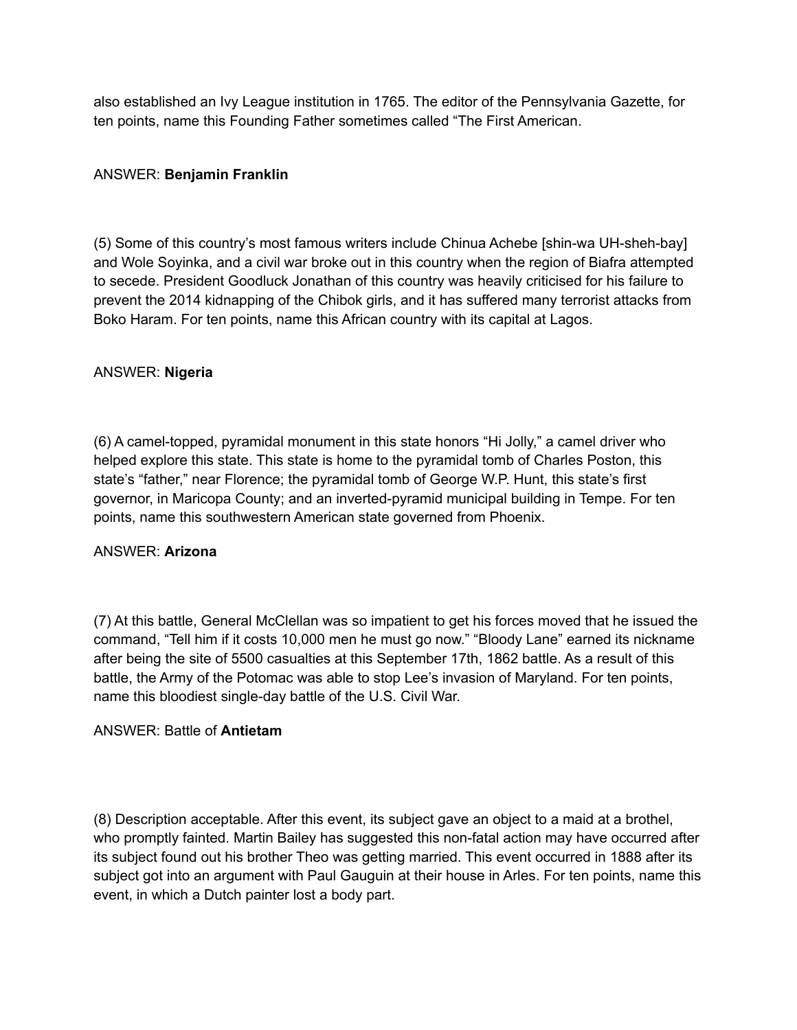also established an Ivy League institution in 1765. The editor of the Pennsylvania Gazette, for ten points, name this Founding Father sometimes called “The First American.

ANSWER: **Benjamin Franklin**

(5) Some of this country’s most famous writers include Chinua Achebe [shin-wa UH-sheh-bay] and Wole Soyinka, and a civil war broke out in this country when the region of Biafra attempted to secede. President Goodluck Jonathan of this country was heavily criticised for his failure to prevent the 2014 kidnapping of the Chibok girls, and it has suffered many terrorist attacks from Boko Haram. For ten points, name this African country with its capital at Lagos.

ANSWER: **Nigeria**

(6) A camel-topped, pyramidal monument in this state honors “Hi Jolly,” a camel driver who helped explore this state. This state is home to the pyramidal tomb of Charles Poston, this state’s “father,” near Florence; the pyramidal tomb of George W.P. Hunt, this state’s first governor, in Maricopa County; and an inverted-pyramid municipal building in Tempe. For ten points, name this southwestern American state governed from Phoenix.

ANSWER: **Arizona**

(7) At this battle, General McClellan was so impatient to get his forces moved that he issued the command, “Tell him if it costs 10,000 men he must go now.” “Bloody Lane” earned its nickname after being the site of 5500 casualties at this September 17th, 1862 battle. As a result of this battle, the Army of the Potomac was able to stop Lee’s invasion of Maryland. For ten points, name this bloodiest single-day battle of the U.S. Civil War.

ANSWER: Battle of **Antietam**

(8) Description acceptable. After this event, its subject gave an object to a maid at a brothel, who promptly fainted. Martin Bailey has suggested this non-fatal action may have occurred after its subject found out his brother Theo was getting married. This event occurred in 1888 after its subject got into an argument with Paul Gauguin at their house in Arles. For ten points, name this event, in which a Dutch painter lost a body part.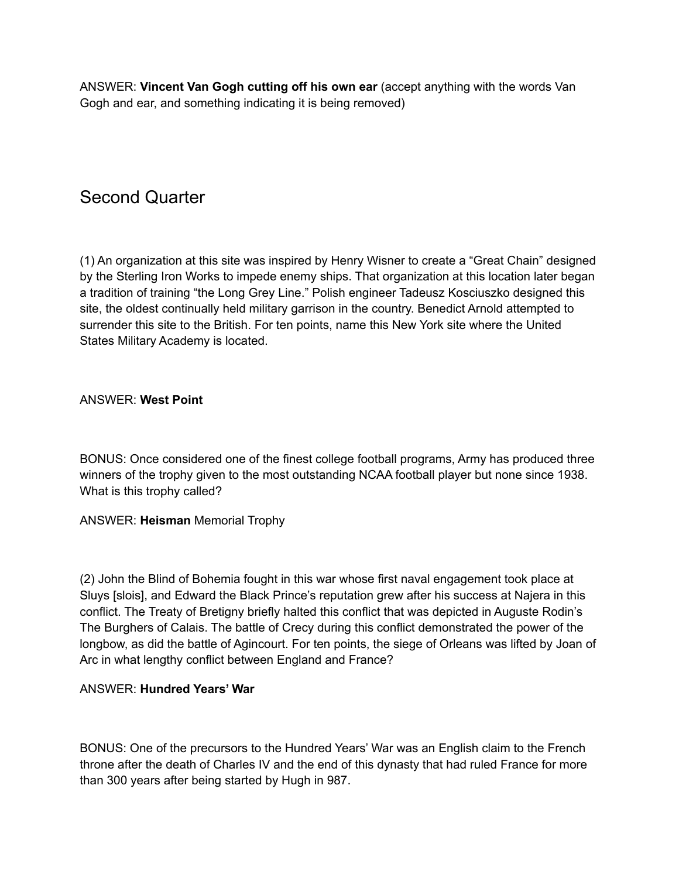ANSWER: **Vincent Van Gogh cutting off his own ear** (accept anything with the words Van Gogh and ear, and something indicating it is being removed)

## Second Quarter

(1) An organization at this site was inspired by Henry Wisner to create a "Great Chain" designed by the Sterling Iron Works to impede enemy ships. That organization at this location later began a tradition of training "the Long Grey Line." Polish engineer Tadeusz Kosciuszko designed this site, the oldest continually held military garrison in the country. Benedict Arnold attempted to surrender this site to the British. For ten points, name this New York site where the United States Military Academy is located.

ANSWER: **West Point**

BONUS: Once considered one of the finest college football programs, Army has produced three winners of the trophy given to the most outstanding NCAA football player but none since 1938. What is this trophy called?

ANSWER: **Heisman** Memorial Trophy

(2) John the Blind of Bohemia fought in this war whose first naval engagement took place at Sluys [slois], and Edward the Black Prince's reputation grew after his success at Najera in this conflict. The Treaty of Bretigny briefly halted this conflict that was depicted in Auguste Rodin's The Burghers of Calais. The battle of Crecy during this conflict demonstrated the power of the longbow, as did the battle of Agincourt. For ten points, the siege of Orleans was lifted by Joan of Arc in what lengthy conflict between England and France?

ANSWER: **Hundred Years' War**

BONUS: One of the precursors to the Hundred Years' War was an English claim to the French throne after the death of Charles IV and the end of this dynasty that had ruled France for more than 300 years after being started by Hugh in 987.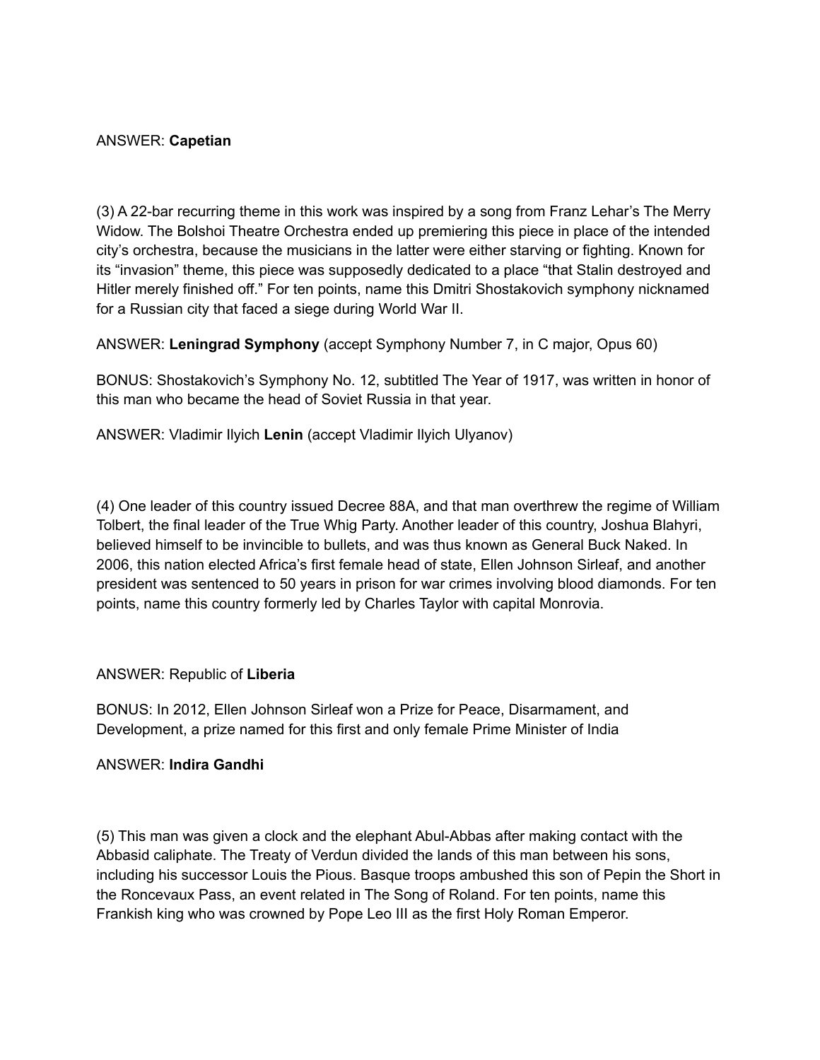ANSWER: **Capetian**

(3) A 22-bar recurring theme in this work was inspired by a song from Franz Lehar's The Merry Widow. The Bolshoi Theatre Orchestra ended up premiering this piece in place of the intended city's orchestra, because the musicians in the latter were either starving or fighting. Known for its "invasion" theme, this piece was supposedly dedicated to a place "that Stalin destroyed and Hitler merely finished off." For ten points, name this Dmitri Shostakovich symphony nicknamed for a Russian city that faced a siege during World War II.

ANSWER: **Leningrad Symphony** (accept Symphony Number 7, in C major, Opus 60)

BONUS: Shostakovich's Symphony No. 12, subtitled The Year of 1917, was written in honor of this man who became the head of Soviet Russia in that year.

ANSWER: Vladimir Ilyich **Lenin** (accept Vladimir Ilyich Ulyanov)

(4) One leader of this country issued Decree 88A, and that man overthrew the regime of William Tolbert, the final leader of the True Whig Party. Another leader of this country, Joshua Blahyri, believed himself to be invincible to bullets, and was thus known as General Buck Naked. In 2006, this nation elected Africa's first female head of state, Ellen Johnson Sirleaf, and another president was sentenced to 50 years in prison for war crimes involving blood diamonds. For ten points, name this country formerly led by Charles Taylor with capital Monrovia.

ANSWER: Republic of **Liberia**

BONUS: In 2012, Ellen Johnson Sirleaf won a Prize for Peace, Disarmament, and Development, a prize named for this first and only female Prime Minister of India

ANSWER: **Indira Gandhi**

(5) This man was given a clock and the elephant Abul-Abbas after making contact with the Abbasid caliphate. The Treaty of Verdun divided the lands of this man between his sons, including his successor Louis the Pious. Basque troops ambushed this son of Pepin the Short in the Roncevaux Pass, an event related in The Song of Roland. For ten points, name this Frankish king who was crowned by Pope Leo III as the first Holy Roman Emperor.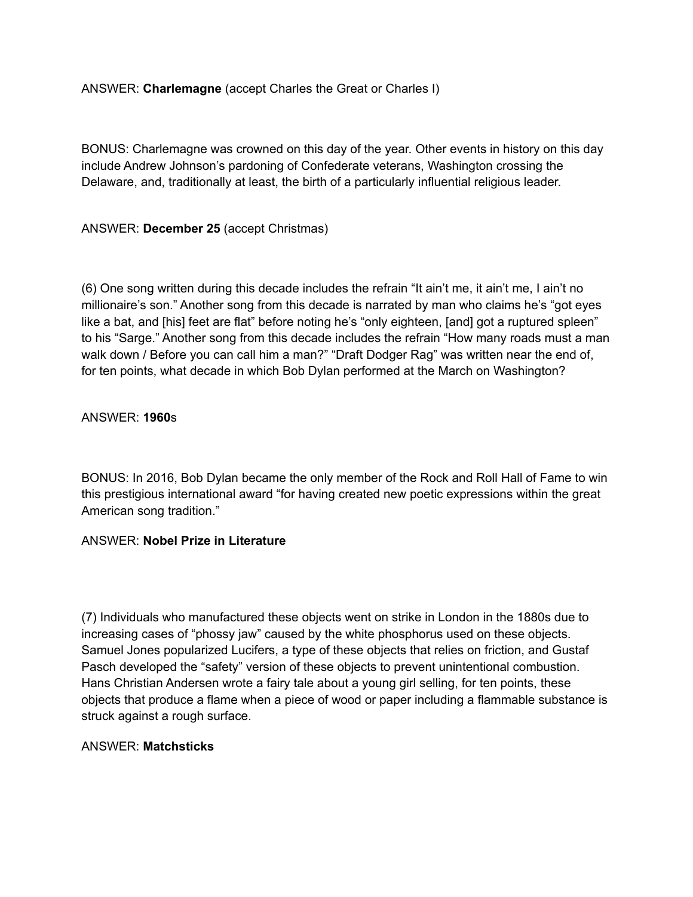ANSWER: **Charlemagne** (accept Charles the Great or Charles I)

BONUS: Charlemagne was crowned on this day of the year. Other events in history on this day include Andrew Johnson's pardoning of Confederate veterans, Washington crossing the Delaware, and, traditionally at least, the birth of a particularly influential religious leader.

ANSWER: **December 25** (accept Christmas)

(6) One song written during this decade includes the refrain "It ain't me, it ain't me, I ain't no millionaire's son." Another song from this decade is narrated by man who claims he's "got eyes like a bat, and [his] feet are flat" before noting he's "only eighteen, [and] got a ruptured spleen" to his "Sarge." Another song from this decade includes the refrain "How many roads must a man walk down / Before you can call him a man?" "Draft Dodger Rag" was written near the end of, for ten points, what decade in which Bob Dylan performed at the March on Washington?

ANSWER: **1960**s

BONUS: In 2016, Bob Dylan became the only member of the Rock and Roll Hall of Fame to win this prestigious international award "for having created new poetic expressions within the great American song tradition."

ANSWER: **Nobel Prize in Literature**

(7) Individuals who manufactured these objects went on strike in London in the 1880s due to increasing cases of "phossy jaw" caused by the white phosphorus used on these objects. Samuel Jones popularized Lucifers, a type of these objects that relies on friction, and Gustaf Pasch developed the "safety" version of these objects to prevent unintentional combustion. Hans Christian Andersen wrote a fairy tale about a young girl selling, for ten points, these objects that produce a flame when a piece of wood or paper including a flammable substance is struck against a rough surface.

ANSWER: **Matchsticks**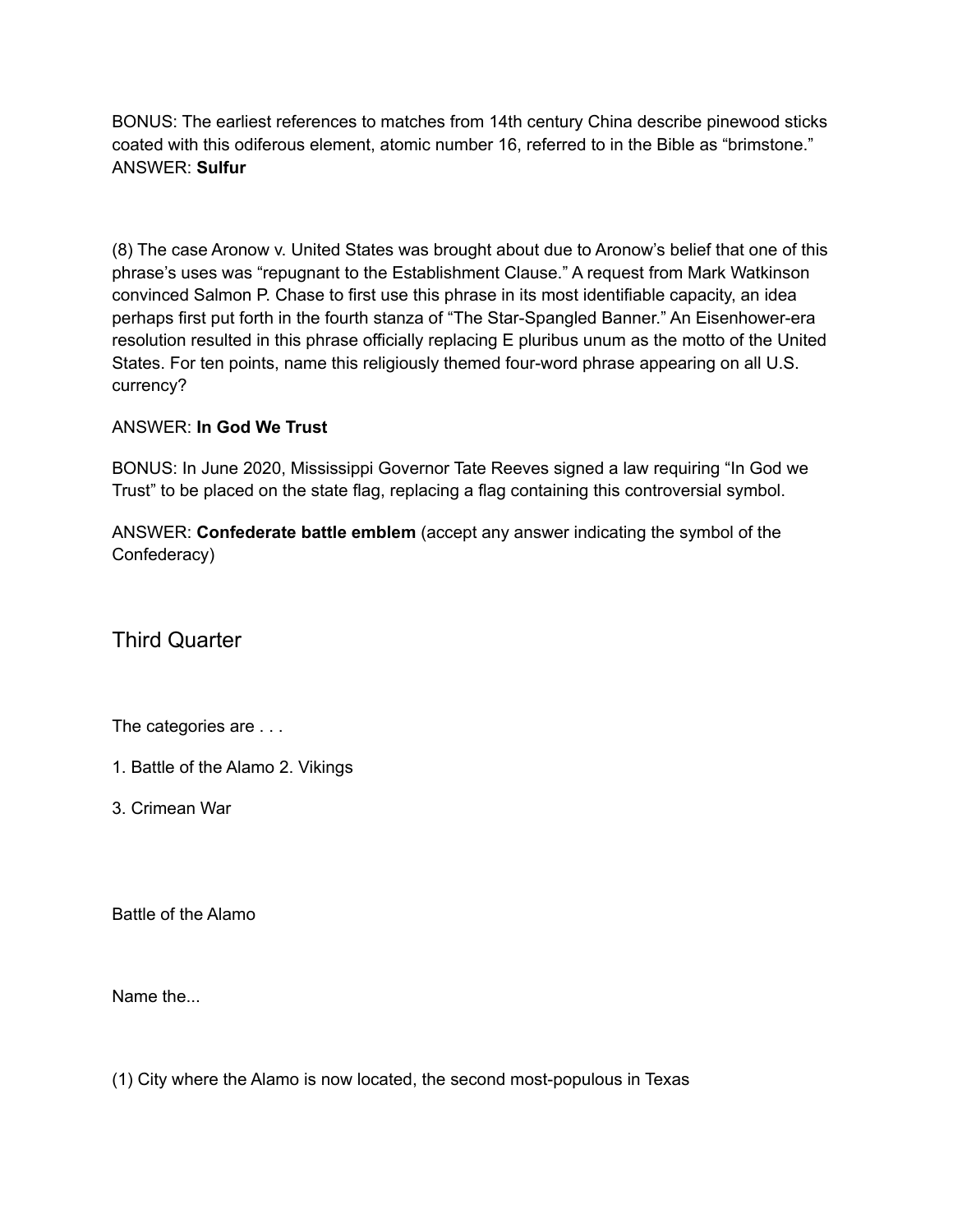BONUS: The earliest references to matches from 14th century China describe pinewood sticks coated with this odiferous element, atomic number 16, referred to in the Bible as "brimstone."
ANSWER: **Sulfur**

(8) The case Aronow v. United States was brought about due to Aronow's belief that one of this phrase's uses was "repugnant to the Establishment Clause." A request from Mark Watkinson convinced Salmon P. Chase to first use this phrase in its most identifiable capacity, an idea perhaps first put forth in the fourth stanza of "The Star-Spangled Banner." An Eisenhower-era resolution resulted in this phrase officially replacing E pluribus unum as the motto of the United States. For ten points, name this religiously themed four-word phrase appearing on all U.S. currency?

ANSWER: **In God We Trust**

BONUS: In June 2020, Mississippi Governor Tate Reeves signed a law requiring "In God we Trust" to be placed on the state flag, replacing a flag containing this controversial symbol.

ANSWER: **Confederate battle emblem** (accept any answer indicating the symbol of the Confederacy)

## Third Quarter

The categories are . . .

1. Battle of the Alamo 2. Vikings

3. Crimean War

Battle of the Alamo

Name the...

(1) City where the Alamo is now located, the second most-populous in Texas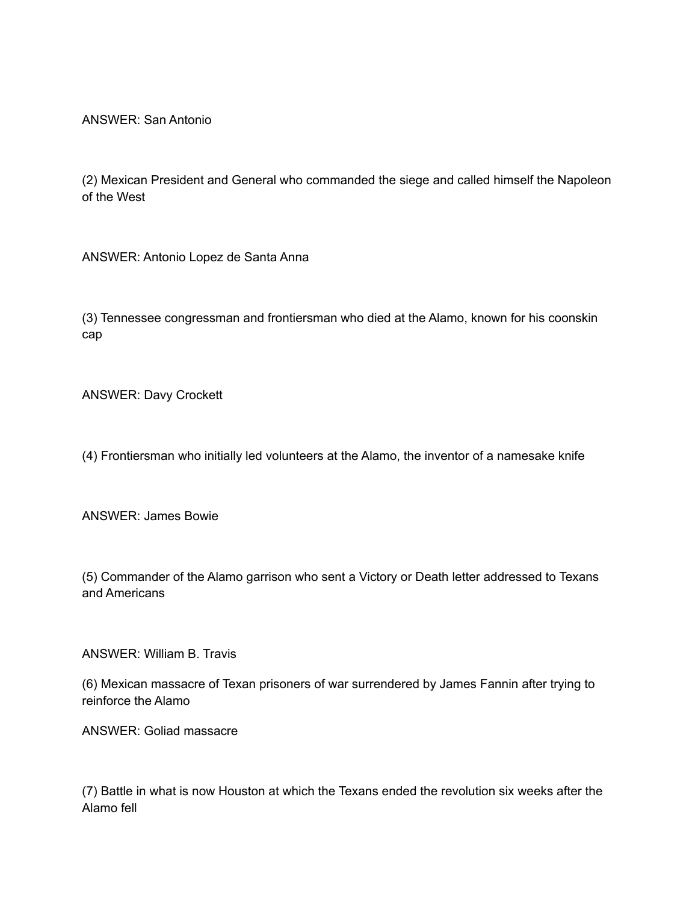ANSWER: San Antonio

(2) Mexican President and General who commanded the siege and called himself the Napoleon of the West

ANSWER: Antonio Lopez de Santa Anna

(3) Tennessee congressman and frontiersman who died at the Alamo, known for his coonskin cap

ANSWER: Davy Crockett

(4) Frontiersman who initially led volunteers at the Alamo, the inventor of a namesake knife

ANSWER: James Bowie

(5) Commander of the Alamo garrison who sent a Victory or Death letter addressed to Texans and Americans

ANSWER: William B. Travis

(6) Mexican massacre of Texan prisoners of war surrendered by James Fannin after trying to reinforce the Alamo

ANSWER: Goliad massacre

(7) Battle in what is now Houston at which the Texans ended the revolution six weeks after the Alamo fell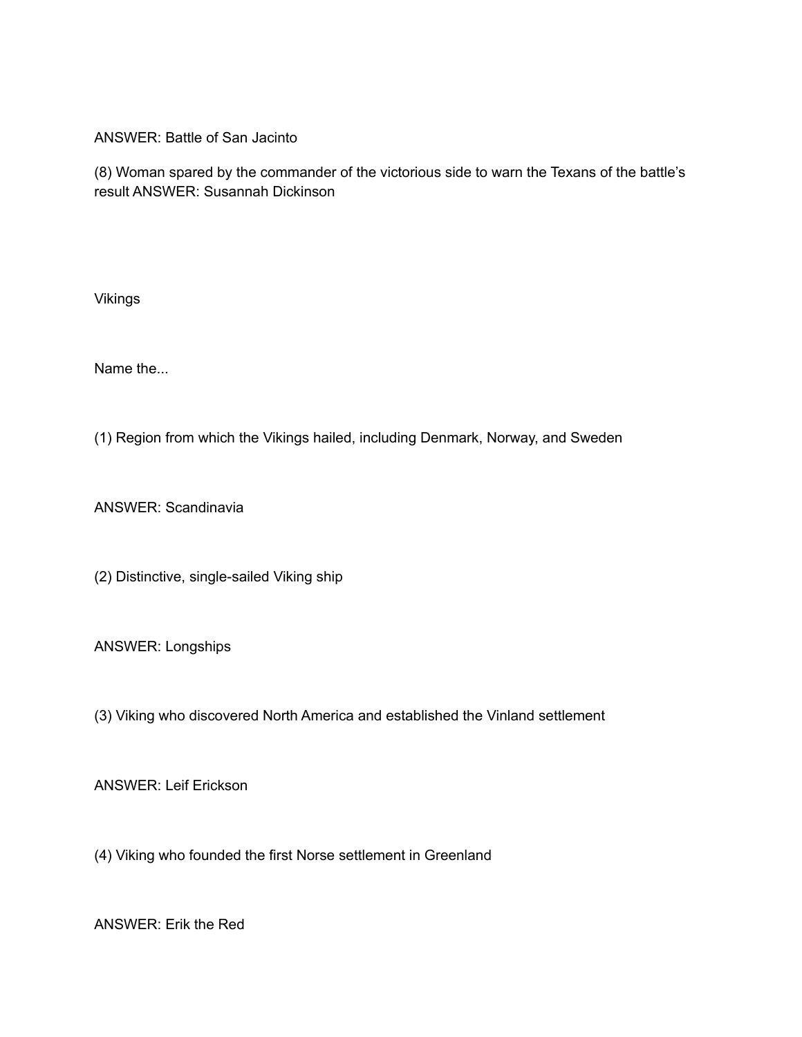ANSWER: Battle of San Jacinto

(8) Woman spared by the commander of the victorious side to warn the Texans of the battle's result ANSWER: Susannah Dickinson

## Vikings

Name the...

(1) Region from which the Vikings hailed, including Denmark, Norway, and Sweden

ANSWER: Scandinavia

(2) Distinctive, single-sailed Viking ship

ANSWER: Longships

(3) Viking who discovered North America and established the Vinland settlement

ANSWER: Leif Erickson

(4) Viking who founded the first Norse settlement in Greenland

ANSWER: Erik the Red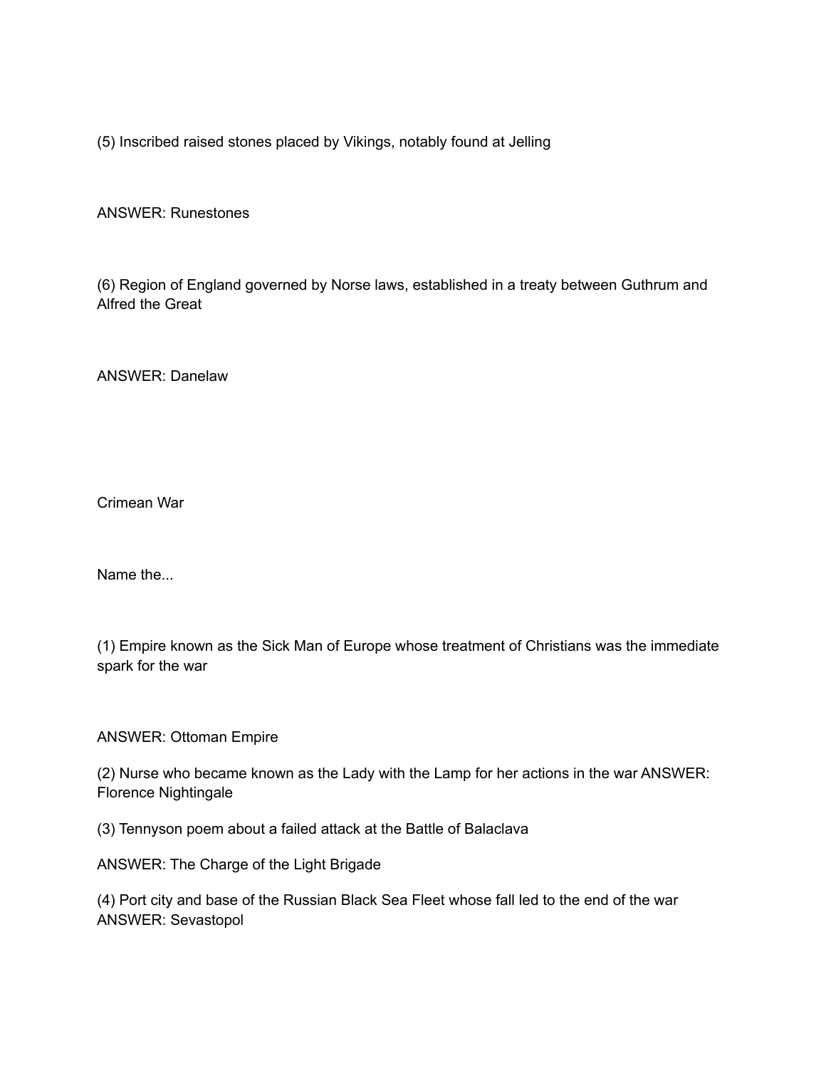(5) Inscribed raised stones placed by Vikings, notably found at Jelling

ANSWER: Runestones

(6) Region of England governed by Norse laws, established in a treaty between Guthrum and Alfred the Great

ANSWER: Danelaw

Crimean War

Name the...

(1) Empire known as the Sick Man of Europe whose treatment of Christians was the immediate spark for the war

ANSWER: Ottoman Empire

(2) Nurse who became known as the Lady with the Lamp for her actions in the war ANSWER: Florence Nightingale

(3) Tennyson poem about a failed attack at the Battle of Balaclava

ANSWER: The Charge of the Light Brigade

(4) Port city and base of the Russian Black Sea Fleet whose fall led to the end of the war ANSWER: Sevastopol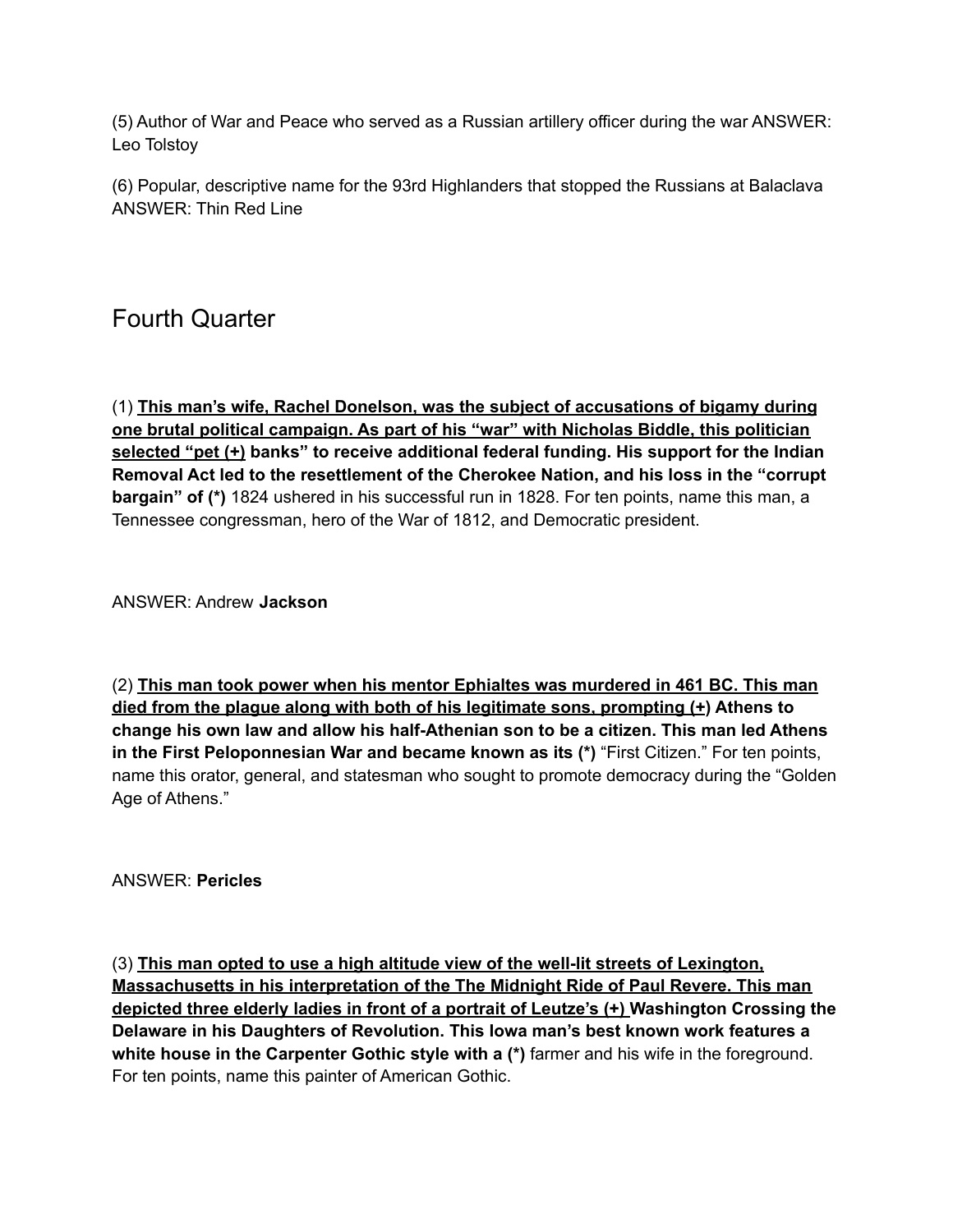(5) Author of War and Peace who served as a Russian artillery officer during the war ANSWER: Leo Tolstoy

(6) Popular, descriptive name for the 93rd Highlanders that stopped the Russians at Balaclava ANSWER: Thin Red Line

## Fourth Quarter

(1) **<u>This man's wife, Rachel Donelson, was the subject of accusations of bigamy during one brutal political campaign. As part of his "war" with Nicholas Biddle, this politician selected "pet (+)</u> banks" to receive additional federal funding. His support for the Indian Removal Act led to the resettlement of the Cherokee Nation, and his loss in the "corrupt bargain" of (*)** 1824 ushered in his successful run in 1828. For ten points, name this man, a Tennessee congressman, hero of the War of 1812, and Democratic president.

ANSWER: Andrew **Jackson**

(2) **<u>This man took power when his mentor Ephialtes was murdered in 461 BC. This man died from the plague along with both of his legitimate sons, prompting (+</u>) Athens to change his own law and allow his half-Athenian son to be a citizen. This man led Athens in the First Peloponnesian War and became known as its (*)** "First Citizen." For ten points, name this orator, general, and statesman who sought to promote democracy during the "Golden Age of Athens."

ANSWER: **Pericles**

(3) **<u>This man opted to use a high altitude view of the well-lit streets of Lexington, Massachusetts in his interpretation of the The Midnight Ride of Paul Revere. This man depicted three elderly ladies in front of a portrait of Leutze's (+)</u> Washington Crossing the Delaware in his Daughters of Revolution. This Iowa man's best known work features a white house in the Carpenter Gothic style with a (*)** farmer and his wife in the foreground. For ten points, name this painter of American Gothic.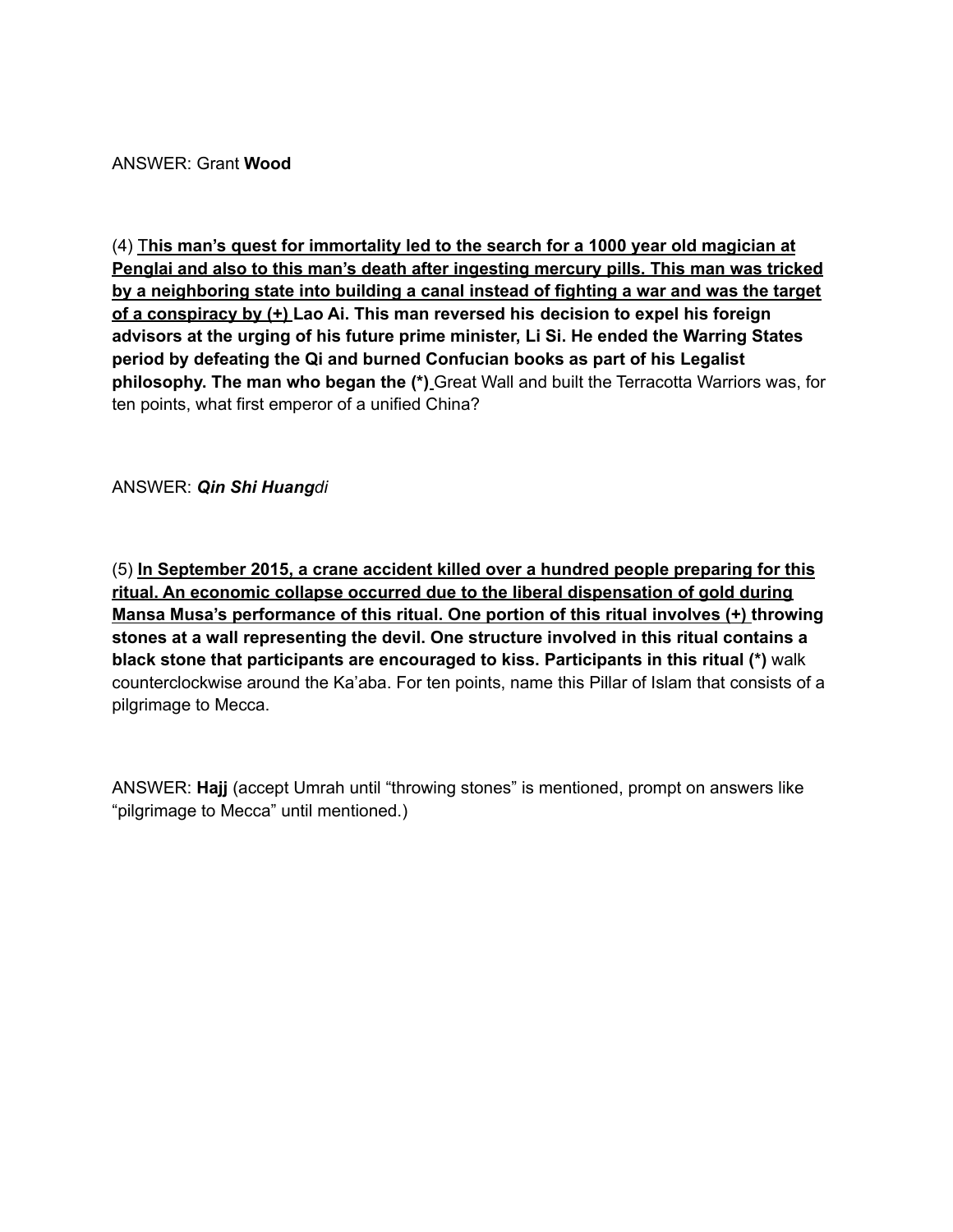ANSWER: Grant **Wood**

(4) <u>**This man's quest for immortality led to the search for a 1000 year old magician at Penglai and also to this man's death after ingesting mercury pills. This man was tricked by a neighboring state into building a canal instead of fighting a war and was the target of a conspiracy by (+)**</u> **Lao Ai. This man reversed his decision to expel his foreign advisors at the urging of his future prime minister, Li Si. He ended the Warring States period by defeating the Qi and burned Confucian books as part of his Legalist philosophy. The man who began the (*)** Great Wall and built the Terracotta Warriors was, for ten points, what first emperor of a unified China?

ANSWER: ***Qin Shi Huang****di*

(5) <u>**In September 2015, a crane accident killed over a hundred people preparing for this ritual. An economic collapse occurred due to the liberal dispensation of gold during Mansa Musa's performance of this ritual. One portion of this ritual involves (+)**</u> **throwing stones at a wall representing the devil. One structure involved in this ritual contains a black stone that participants are encouraged to kiss. Participants in this ritual (*)** walk counterclockwise around the Ka'aba. For ten points, name this Pillar of Islam that consists of a pilgrimage to Mecca.

ANSWER: **Hajj** (accept Umrah until "throwing stones" is mentioned, prompt on answers like "pilgrimage to Mecca" until mentioned.)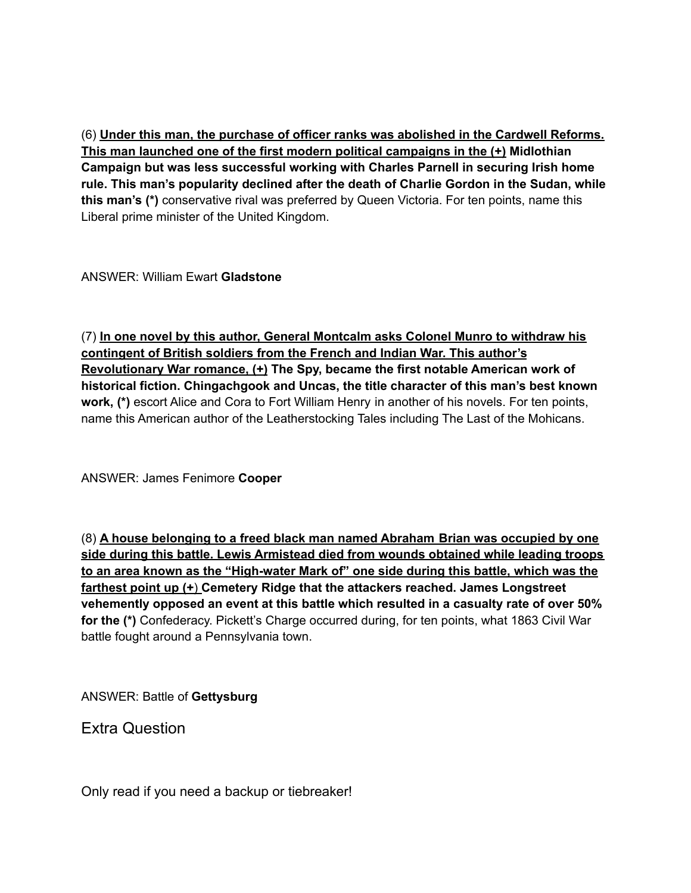(6) <u>**Under this man, the purchase of officer ranks was abolished in the Cardwell Reforms. This man launched one of the first modern political campaigns in the (+)**</u> **Midlothian Campaign but was less successful working with Charles Parnell in securing Irish home rule. This man's popularity declined after the death of Charlie Gordon in the Sudan, while this man's (*)** conservative rival was preferred by Queen Victoria. For ten points, name this Liberal prime minister of the United Kingdom.

ANSWER: William Ewart **Gladstone**

(7) <u>**In one novel by this author, General Montcalm asks Colonel Munro to withdraw his contingent of British soldiers from the French and Indian War. This author's Revolutionary War romance, (+)**</u> **The Spy, became the first notable American work of historical fiction. Chingachgook and Uncas, the title character of this man's best known work, (*)** escort Alice and Cora to Fort William Henry in another of his novels. For ten points, name this American author of the Leatherstocking Tales including The Last of the Mohicans.

ANSWER: James Fenimore **Cooper**

(8) <u>**A house belonging to a freed black man named Abraham Brian was occupied by one side during this battle. Lewis Armistead died from wounds obtained while leading troops to an area known as the "High-water Mark of" one side during this battle, which was the farthest point up (+)**</u> **Cemetery Ridge that the attackers reached. James Longstreet vehemently opposed an event at this battle which resulted in a casualty rate of over 50% for the (*)** Confederacy. Pickett's Charge occurred during, for ten points, what 1863 Civil War battle fought around a Pennsylvania town.

ANSWER: Battle of **Gettysburg**

## Extra Question

Only read if you need a backup or tiebreaker!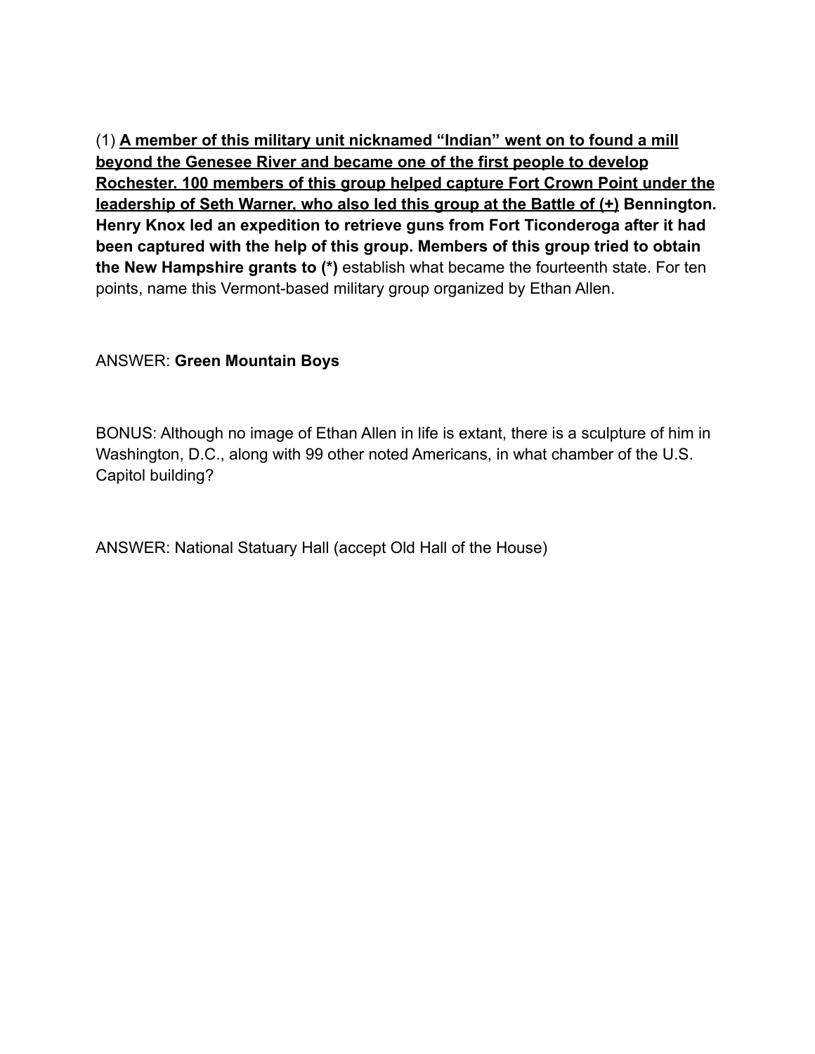(1) <u>**A member of this military unit nicknamed “Indian” went on to found a mill beyond the Genesee River and became one of the first people to develop Rochester. 100 members of this group helped capture Fort Crown Point under the leadership of Seth Warner, who also led this group at the Battle of (+)**</u> **Bennington. Henry Knox led an expedition to retrieve guns from Fort Ticonderoga after it had been captured with the help of this group. Members of this group tried to obtain the New Hampshire grants to (*)** establish what became the fourteenth state. For ten points, name this Vermont-based military group organized by Ethan Allen.

ANSWER: **Green Mountain Boys**

BONUS: Although no image of Ethan Allen in life is extant, there is a sculpture of him in Washington, D.C., along with 99 other noted Americans, in what chamber of the U.S. Capitol building?

ANSWER: National Statuary Hall (accept Old Hall of the House)